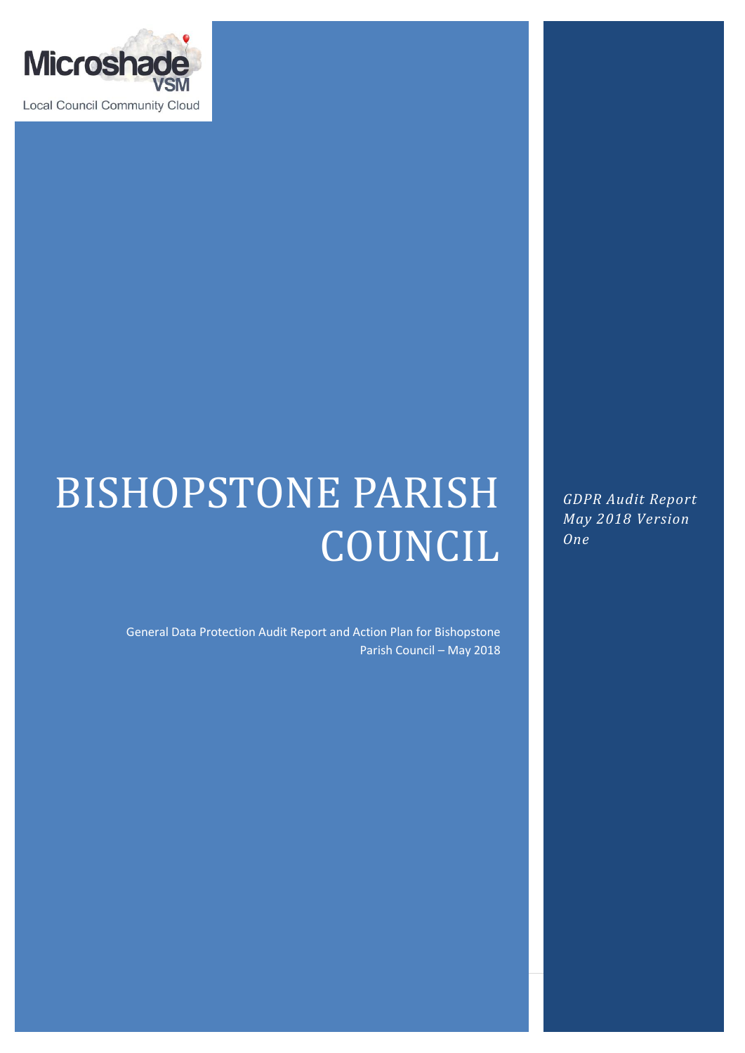Microshade VSM

Local Council Community Cloud

# BISHOPSTONE PARISH COUNCIL

General Data Protection Audit Report and Action Plan for Bishopstone Parish Council – May 2018

*GDPR Audit Report May 2018 Version One*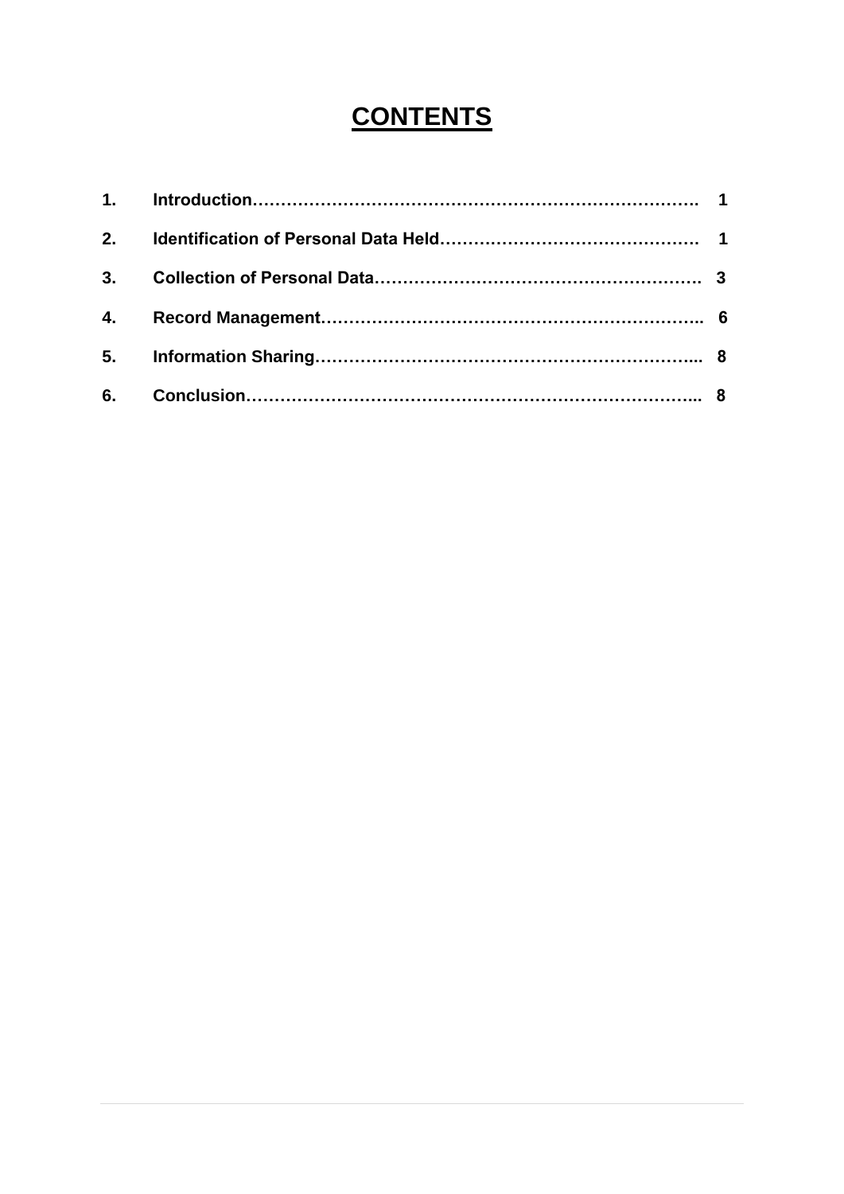# **CONTENTS**

| | | |
|---|---|---|
| **1.** | **Introduction** | **1** |
| **2.** | **Identification of Personal Data Held** | **1** |
| **3.** | **Collection of Personal Data** | **3** |
| **4.** | **Record Management** | **6** |
| **5.** | **Information Sharing** | **8** |
| **6.** | **Conclusion** | **8** |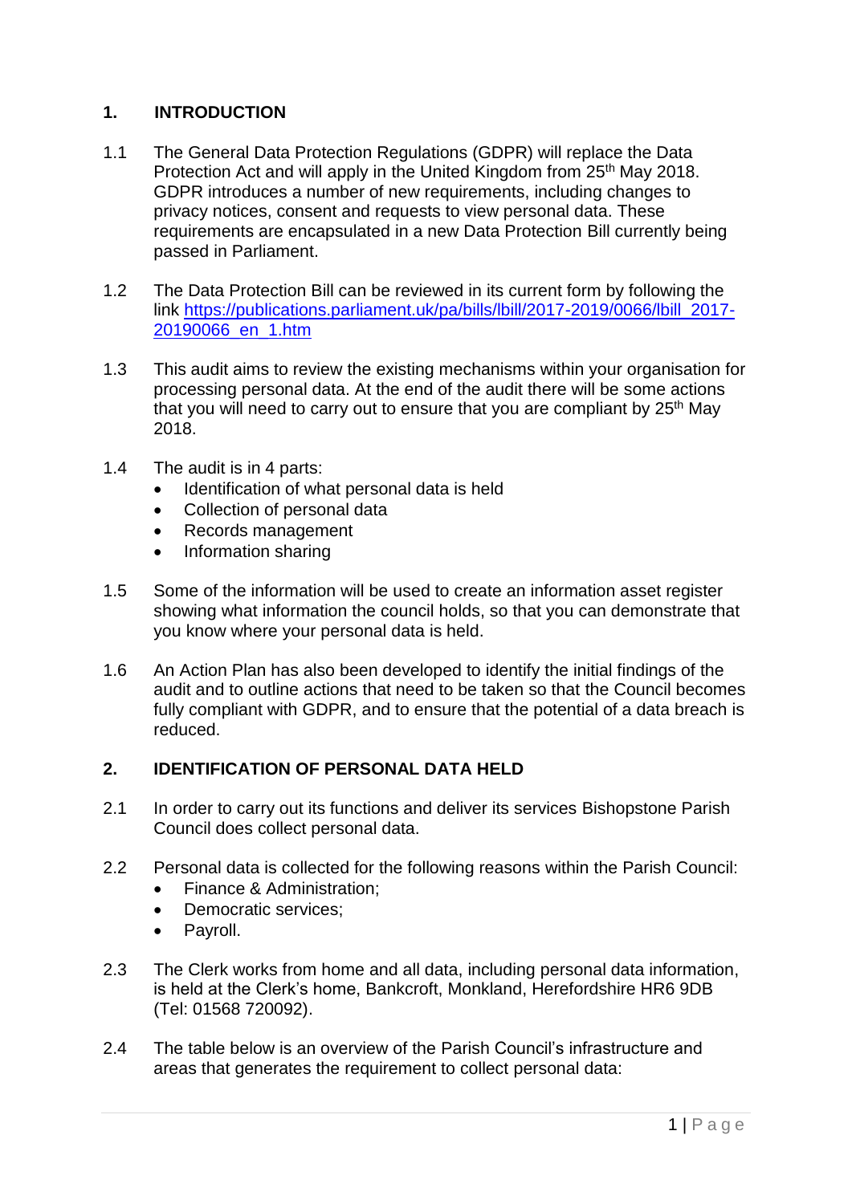## 1. INTRODUCTION

1.1 The General Data Protection Regulations (GDPR) will replace the Data Protection Act and will apply in the United Kingdom from 25th May 2018. GDPR introduces a number of new requirements, including changes to privacy notices, consent and requests to view personal data. These requirements are encapsulated in a new Data Protection Bill currently being passed in Parliament.

1.2 The Data Protection Bill can be reviewed in its current form by following the link https://publications.parliament.uk/pa/bills/lbill/2017-2019/0066/lbill_2017-20190066_en_1.htm

1.3 This audit aims to review the existing mechanisms within your organisation for processing personal data. At the end of the audit there will be some actions that you will need to carry out to ensure that you are compliant by 25th May 2018.

1.4 The audit is in 4 parts:

- Identification of what personal data is held
- Collection of personal data
- Records management
- Information sharing

1.5 Some of the information will be used to create an information asset register showing what information the council holds, so that you can demonstrate that you know where your personal data is held.

1.6 An Action Plan has also been developed to identify the initial findings of the audit and to outline actions that need to be taken so that the Council becomes fully compliant with GDPR, and to ensure that the potential of a data breach is reduced.

## 2. IDENTIFICATION OF PERSONAL DATA HELD

2.1 In order to carry out its functions and deliver its services Bishopstone Parish Council does collect personal data.

2.2 Personal data is collected for the following reasons within the Parish Council:

- Finance & Administration;
- Democratic services;
- Payroll.

2.3 The Clerk works from home and all data, including personal data information, is held at the Clerk's home, Bankcroft, Monkland, Herefordshire HR6 9DB (Tel: 01568 720092).

2.4 The table below is an overview of the Parish Council's infrastructure and areas that generates the requirement to collect personal data: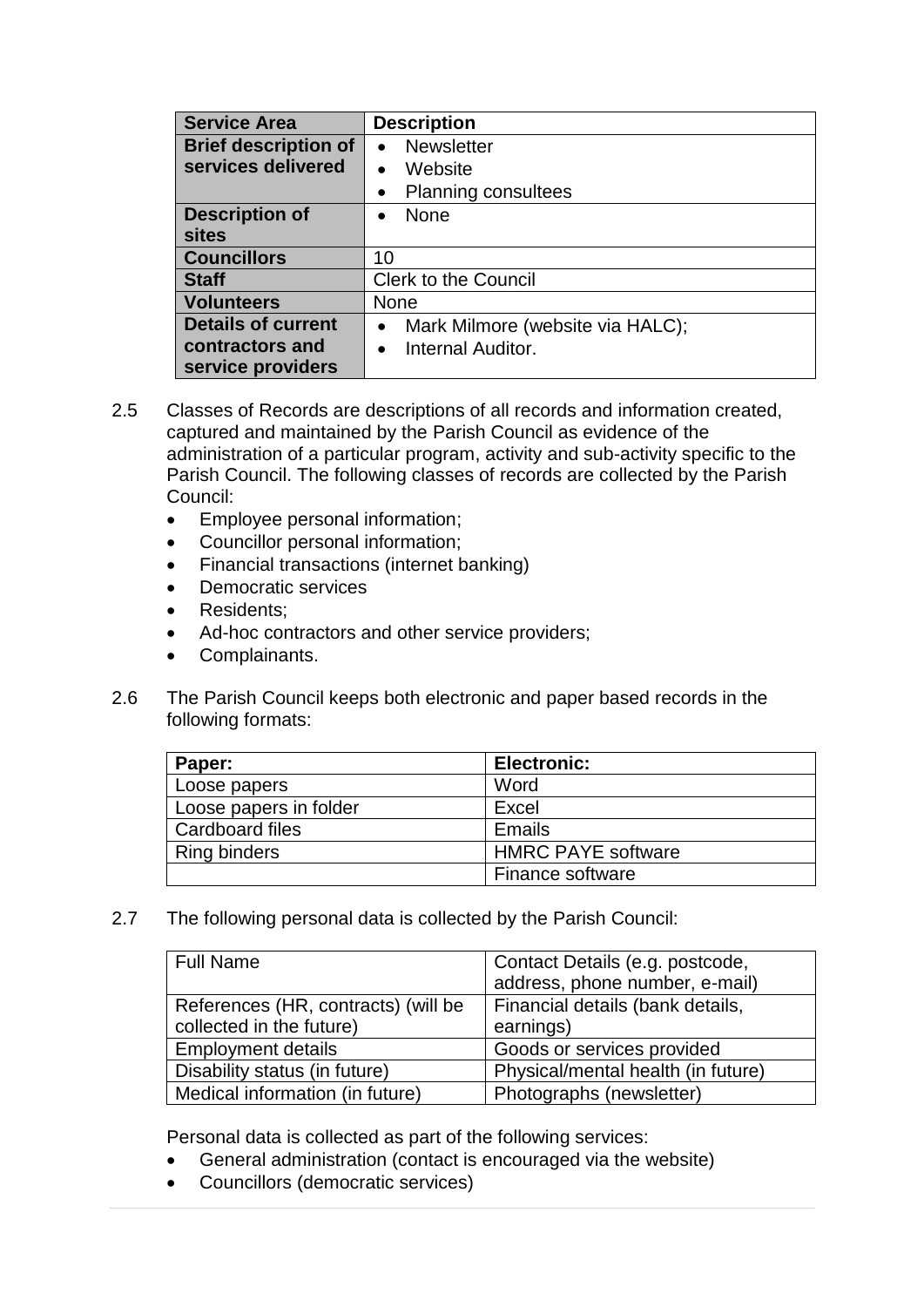| Service Area | Description |
| --- | --- |
| **Brief description of services delivered** | • Newsletter<br>• Website<br>• Planning consultees |
| **Description of sites** | • None |
| **Councillors** | 10 |
| **Staff** | Clerk to the Council |
| **Volunteers** | None |
| **Details of current contractors and service providers** | • Mark Milmore (website via HALC);<br>• Internal Auditor. |

2.5 Classes of Records are descriptions of all records and information created, captured and maintained by the Parish Council as evidence of the administration of a particular program, activity and sub-activity specific to the Parish Council. The following classes of records are collected by the Parish Council:

- Employee personal information;
- Councillor personal information;
- Financial transactions (internet banking)
- Democratic services
- Residents;
- Ad-hoc contractors and other service providers;
- Complainants.

2.6 The Parish Council keeps both electronic and paper based records in the following formats:

| Paper: | Electronic: |
| --- | --- |
| Loose papers | Word |
| Loose papers in folder | Excel |
| Cardboard files | Emails |
| Ring binders | HMRC PAYE software |
| | Finance software |

2.7 The following personal data is collected by the Parish Council:

| | |
| --- | --- |
| Full Name | Contact Details (e.g. postcode, address, phone number, e-mail) |
| References (HR, contracts) (will be collected in the future) | Financial details (bank details, earnings) |
| Employment details | Goods or services provided |
| Disability status (in future) | Physical/mental health (in future) |
| Medical information (in future) | Photographs (newsletter) |

Personal data is collected as part of the following services:

- General administration (contact is encouraged via the website)
- Councillors (democratic services)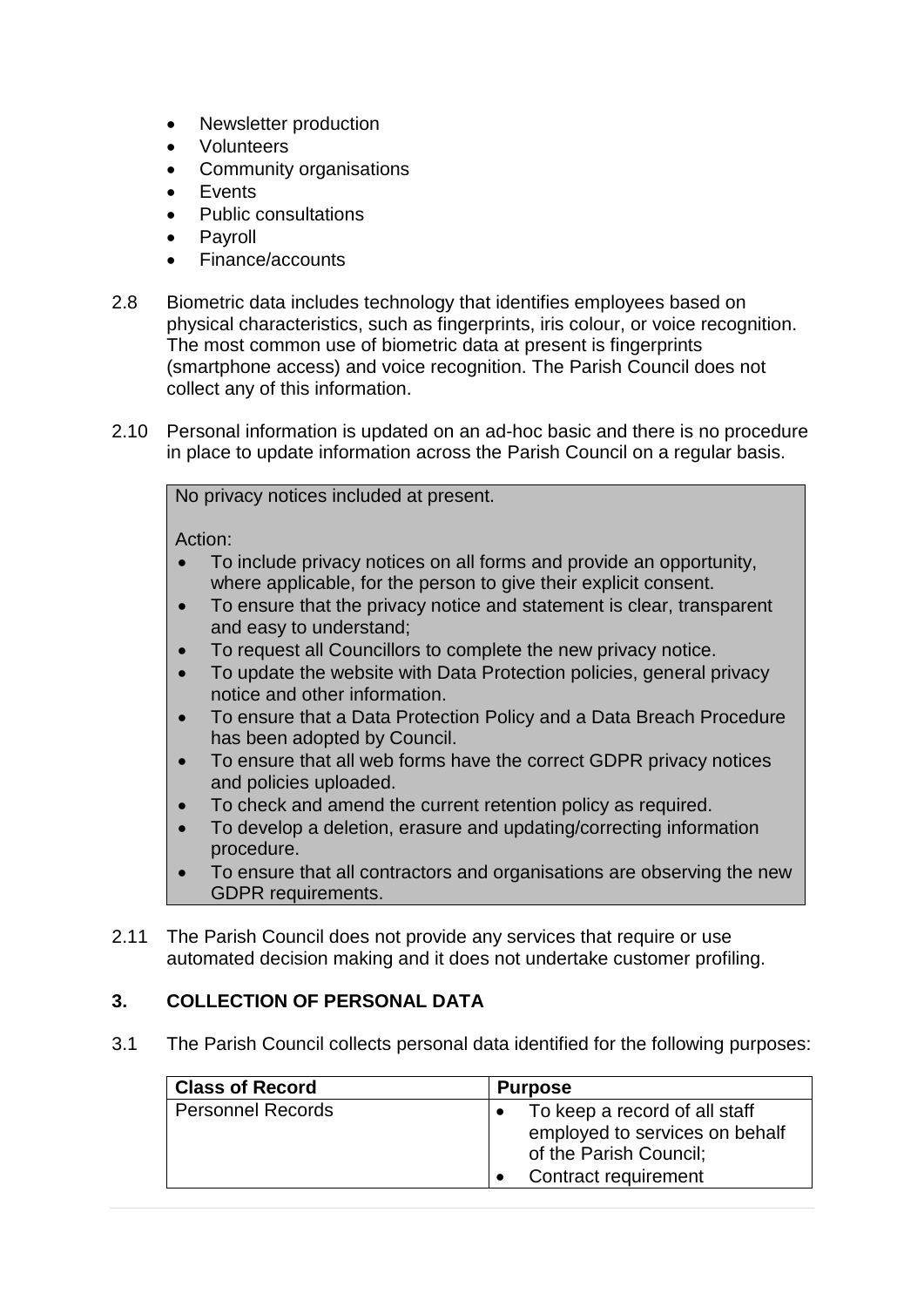- Newsletter production
- Volunteers
- Community organisations
- Events
- Public consultations
- Payroll
- Finance/accounts

2.8 Biometric data includes technology that identifies employees based on physical characteristics, such as fingerprints, iris colour, or voice recognition. The most common use of biometric data at present is fingerprints (smartphone access) and voice recognition. The Parish Council does not collect any of this information.

2.10 Personal information is updated on an ad-hoc basic and there is no procedure in place to update information across the Parish Council on a regular basis.

> No privacy notices included at present.
>
> Action:
>
> - To include privacy notices on all forms and provide an opportunity, where applicable, for the person to give their explicit consent.
> - To ensure that the privacy notice and statement is clear, transparent and easy to understand;
> - To request all Councillors to complete the new privacy notice.
> - To update the website with Data Protection policies, general privacy notice and other information.
> - To ensure that a Data Protection Policy and a Data Breach Procedure has been adopted by Council.
> - To ensure that all web forms have the correct GDPR privacy notices and policies uploaded.
> - To check and amend the current retention policy as required.
> - To develop a deletion, erasure and updating/correcting information procedure.
> - To ensure that all contractors and organisations are observing the new GDPR requirements.

2.11 The Parish Council does not provide any services that require or use automated decision making and it does not undertake customer profiling.

## 3. COLLECTION OF PERSONAL DATA

3.1 The Parish Council collects personal data identified for the following purposes:

| Class of Record | Purpose |
|---|---|
| Personnel Records | • To keep a record of all staff employed to services on behalf of the Parish Council;<br>• Contract requirement |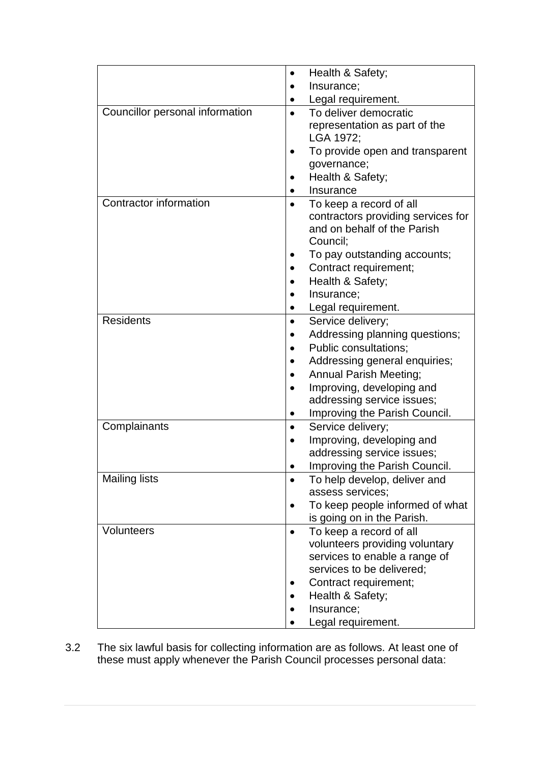| | |
|---|---|
| | • Health & Safety;<br>• Insurance;<br>• Legal requirement. |
| Councillor personal information | • To deliver democratic representation as part of the LGA 1972;<br>• To provide open and transparent governance;<br>• Health & Safety;<br>• Insurance |
| Contractor information | • To keep a record of all contractors providing services for and on behalf of the Parish Council;<br>• To pay outstanding accounts;<br>• Contract requirement;<br>• Health & Safety;<br>• Insurance;<br>• Legal requirement. |
| Residents | • Service delivery;<br>• Addressing planning questions;<br>• Public consultations;<br>• Addressing general enquiries;<br>• Annual Parish Meeting;<br>• Improving, developing and addressing service issues;<br>• Improving the Parish Council. |
| Complainants | • Service delivery;<br>• Improving, developing and addressing service issues;<br>• Improving the Parish Council. |
| Mailing lists | • To help develop, deliver and assess services;<br>• To keep people informed of what is going on in the Parish. |
| Volunteers | • To keep a record of all volunteers providing voluntary services to enable a range of services to be delivered;<br>• Contract requirement;<br>• Health & Safety;<br>• Insurance;<br>• Legal requirement. |

3.2 The six lawful basis for collecting information are as follows. At least one of these must apply whenever the Parish Council processes personal data: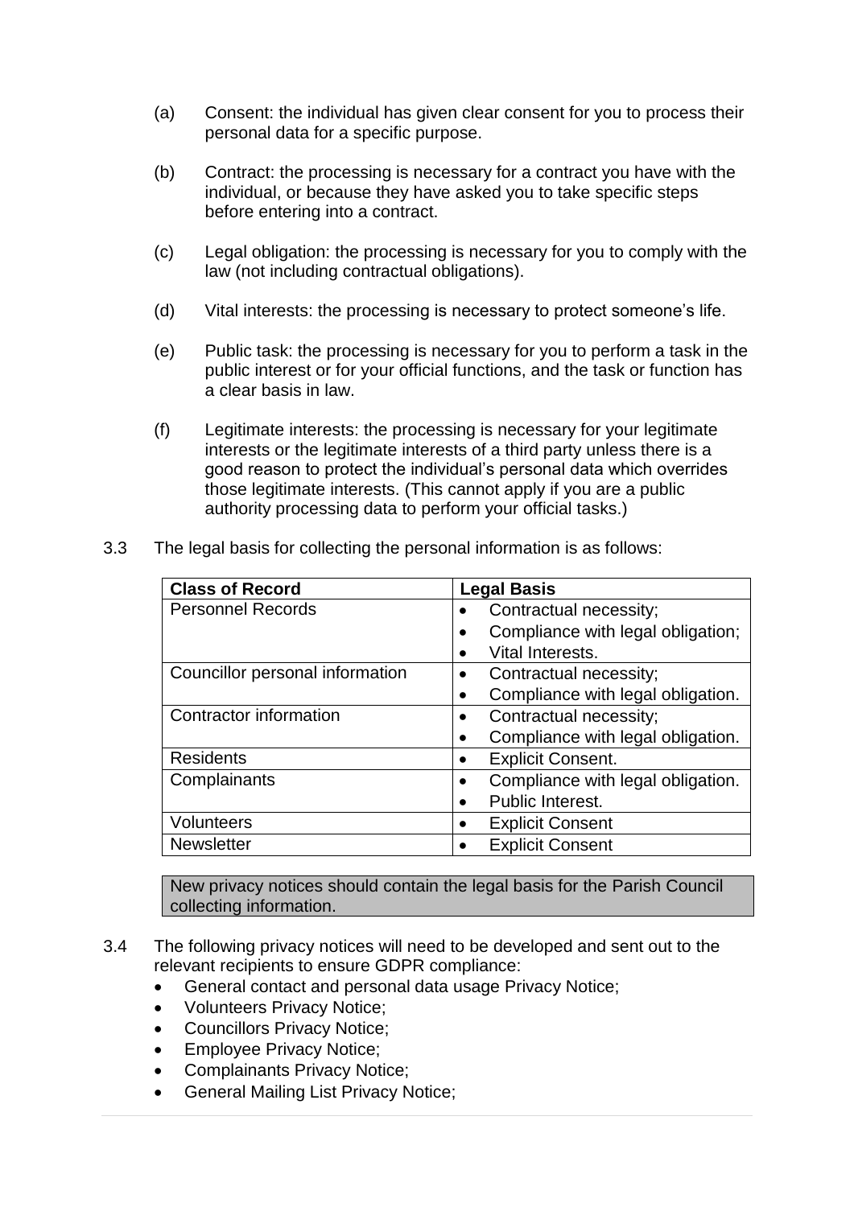(a) Consent: the individual has given clear consent for you to process their personal data for a specific purpose.

(b) Contract: the processing is necessary for a contract you have with the individual, or because they have asked you to take specific steps before entering into a contract.

(c) Legal obligation: the processing is necessary for you to comply with the law (not including contractual obligations).

(d) Vital interests: the processing is necessary to protect someone's life.

(e) Public task: the processing is necessary for you to perform a task in the public interest or for your official functions, and the task or function has a clear basis in law.

(f) Legitimate interests: the processing is necessary for your legitimate interests or the legitimate interests of a third party unless there is a good reason to protect the individual's personal data which overrides those legitimate interests. (This cannot apply if you are a public authority processing data to perform your official tasks.)

3.3 The legal basis for collecting the personal information is as follows:

| Class of Record | Legal Basis |
|---|---|
| Personnel Records | • Contractual necessity;<br>• Compliance with legal obligation;<br>• Vital Interests. |
| Councillor personal information | • Contractual necessity;<br>• Compliance with legal obligation. |
| Contractor information | • Contractual necessity;<br>• Compliance with legal obligation. |
| Residents | • Explicit Consent. |
| Complainants | • Compliance with legal obligation.<br>• Public Interest. |
| Volunteers | • Explicit Consent |
| Newsletter | • Explicit Consent |

New privacy notices should contain the legal basis for the Parish Council collecting information.

3.4 The following privacy notices will need to be developed and sent out to the relevant recipients to ensure GDPR compliance:

- General contact and personal data usage Privacy Notice;
- Volunteers Privacy Notice;
- Councillors Privacy Notice;
- Employee Privacy Notice;
- Complainants Privacy Notice;
- General Mailing List Privacy Notice;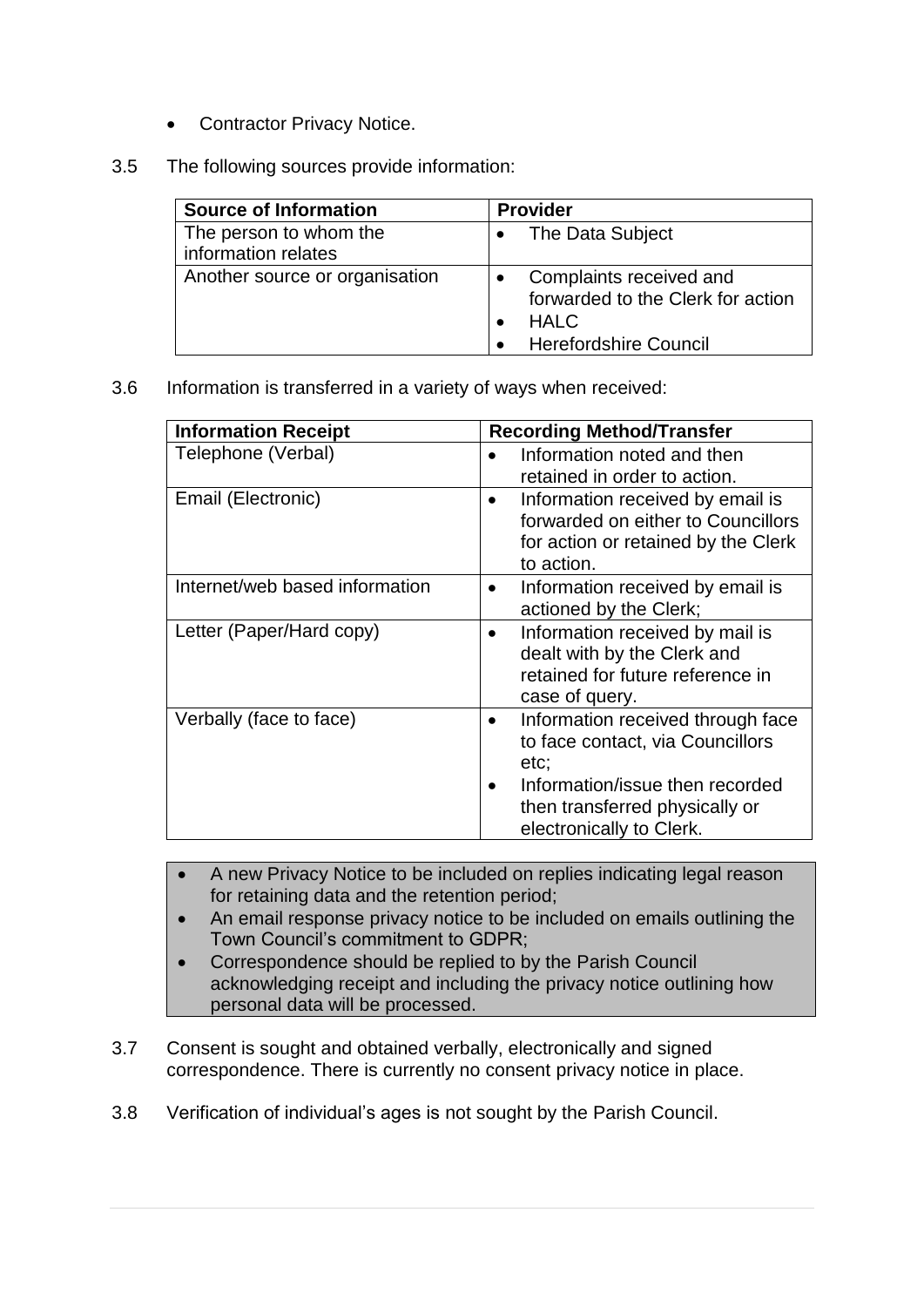- Contractor Privacy Notice.

3.5 The following sources provide information:

| Source of Information | Provider |
| --- | --- |
| The person to whom the information relates | • The Data Subject |
| Another source or organisation | • Complaints received and forwarded to the Clerk for action<br>• HALC<br>• Herefordshire Council |

3.6 Information is transferred in a variety of ways when received:

| Information Receipt | Recording Method/Transfer |
| --- | --- |
| Telephone (Verbal) | • Information noted and then retained in order to action. |
| Email (Electronic) | • Information received by email is forwarded on either to Councillors for action or retained by the Clerk to action. |
| Internet/web based information | • Information received by email is actioned by the Clerk; |
| Letter (Paper/Hard copy) | • Information received by mail is dealt with by the Clerk and retained for future reference in case of query. |
| Verbally (face to face) | • Information received through face to face contact, via Councillors etc;<br>• Information/issue then recorded then transferred physically or electronically to Clerk. |

- A new Privacy Notice to be included on replies indicating legal reason for retaining data and the retention period;
- An email response privacy notice to be included on emails outlining the Town Council's commitment to GDPR;
- Correspondence should be replied to by the Parish Council acknowledging receipt and including the privacy notice outlining how personal data will be processed.

3.7 Consent is sought and obtained verbally, electronically and signed correspondence. There is currently no consent privacy notice in place.

3.8 Verification of individual's ages is not sought by the Parish Council.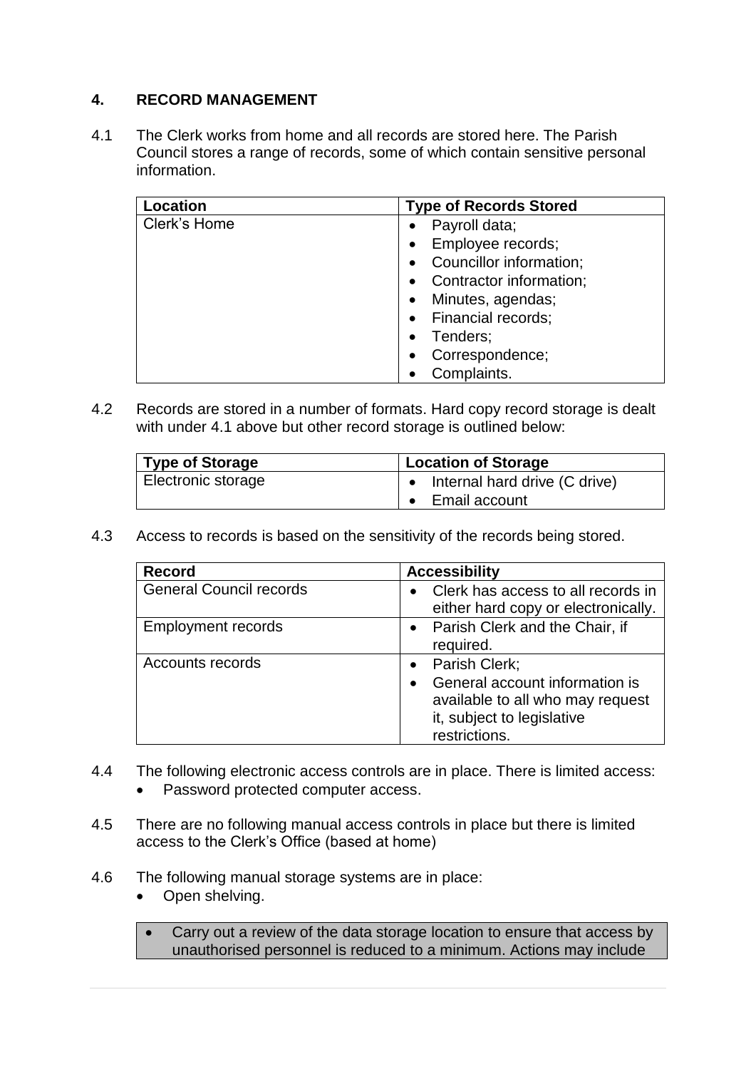## 4. RECORD MANAGEMENT

4.1 The Clerk works from home and all records are stored here. The Parish Council stores a range of records, some of which contain sensitive personal information.

| Location | Type of Records Stored |
|---|---|
| Clerk's Home | • Payroll data;<br>• Employee records;<br>• Councillor information;<br>• Contractor information;<br>• Minutes, agendas;<br>• Financial records;<br>• Tenders;<br>• Correspondence;<br>• Complaints. |

4.2 Records are stored in a number of formats. Hard copy record storage is dealt with under 4.1 above but other record storage is outlined below:

| Type of Storage | Location of Storage |
|---|---|
| Electronic storage | • Internal hard drive (C drive)<br>• Email account |

4.3 Access to records is based on the sensitivity of the records being stored.

| Record | Accessibility |
|---|---|
| General Council records | • Clerk has access to all records in either hard copy or electronically. |
| Employment records | • Parish Clerk and the Chair, if required. |
| Accounts records | • Parish Clerk;<br>• General account information is available to all who may request it, subject to legislative restrictions. |

4.4 The following electronic access controls are in place. There is limited access:

- Password protected computer access.

4.5 There are no following manual access controls in place but there is limited access to the Clerk's Office (based at home)

4.6 The following manual storage systems are in place:

- Open shelving.

| • Carry out a review of the data storage location to ensure that access by unauthorised personnel is reduced to a minimum. Actions may include |
|---|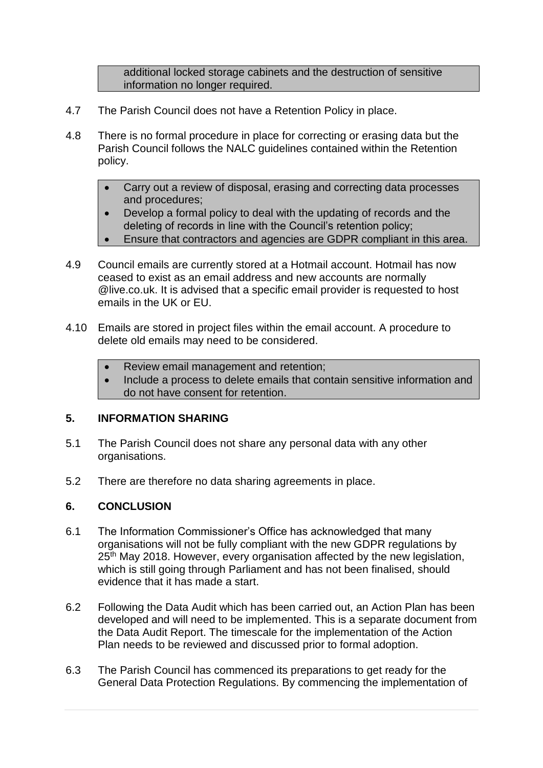additional locked storage cabinets and the destruction of sensitive information no longer required.

4.7 The Parish Council does not have a Retention Policy in place.

4.8 There is no formal procedure in place for correcting or erasing data but the Parish Council follows the NALC guidelines contained within the Retention policy.

- Carry out a review of disposal, erasing and correcting data processes and procedures;
- Develop a formal policy to deal with the updating of records and the deleting of records in line with the Council's retention policy;
- Ensure that contractors and agencies are GDPR compliant in this area.

4.9 Council emails are currently stored at a Hotmail account. Hotmail has now ceased to exist as an email address and new accounts are normally @live.co.uk. It is advised that a specific email provider is requested to host emails in the UK or EU.

4.10 Emails are stored in project files within the email account. A procedure to delete old emails may need to be considered.

- Review email management and retention;
- Include a process to delete emails that contain sensitive information and do not have consent for retention.

## 5. INFORMATION SHARING

5.1 The Parish Council does not share any personal data with any other organisations.

5.2 There are therefore no data sharing agreements in place.

## 6. CONCLUSION

6.1 The Information Commissioner's Office has acknowledged that many organisations will not be fully compliant with the new GDPR regulations by 25th May 2018. However, every organisation affected by the new legislation, which is still going through Parliament and has not been finalised, should evidence that it has made a start.

6.2 Following the Data Audit which has been carried out, an Action Plan has been developed and will need to be implemented. This is a separate document from the Data Audit Report. The timescale for the implementation of the Action Plan needs to be reviewed and discussed prior to formal adoption.

6.3 The Parish Council has commenced its preparations to get ready for the General Data Protection Regulations. By commencing the implementation of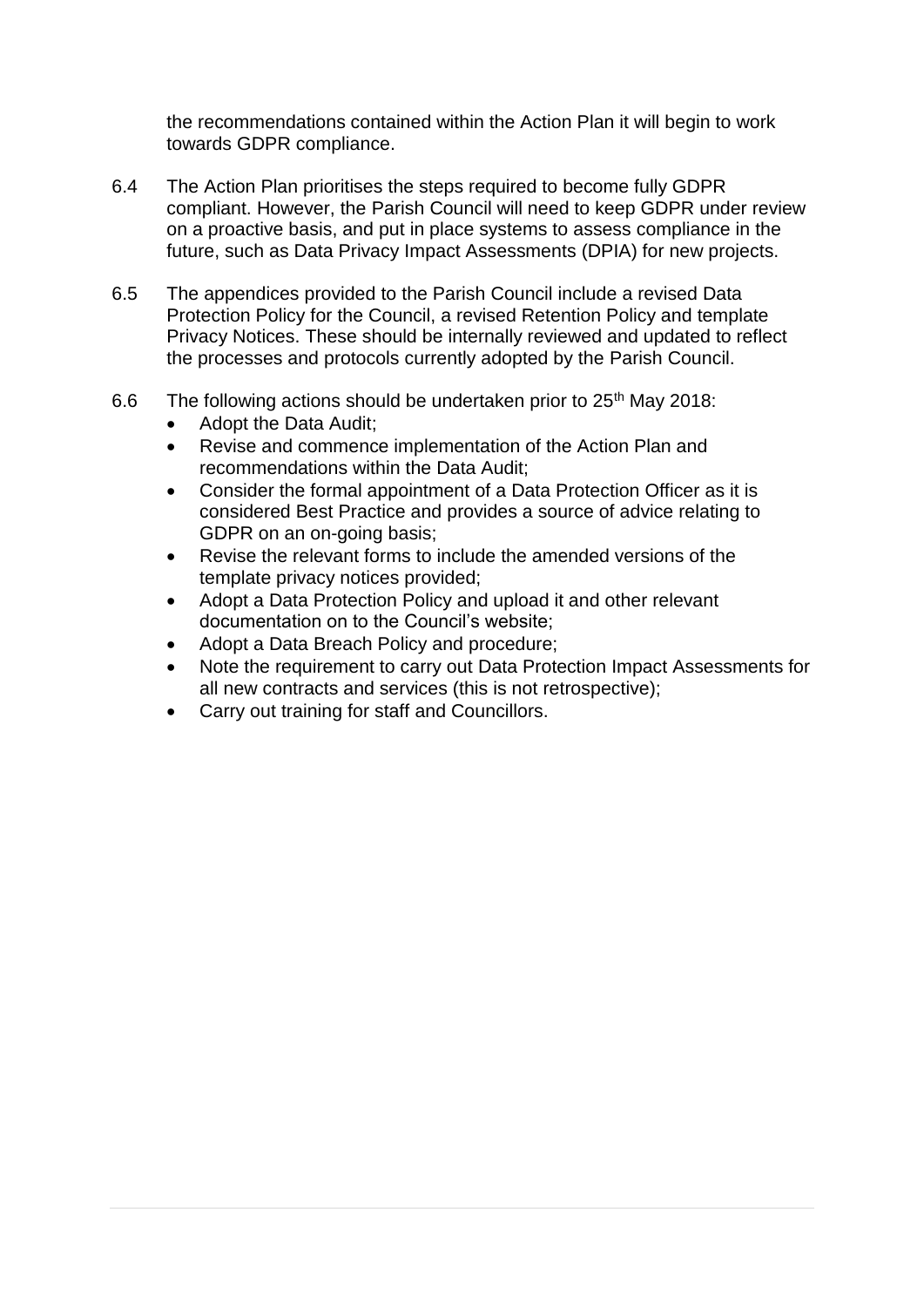the recommendations contained within the Action Plan it will begin to work towards GDPR compliance.

6.4 The Action Plan prioritises the steps required to become fully GDPR compliant. However, the Parish Council will need to keep GDPR under review on a proactive basis, and put in place systems to assess compliance in the future, such as Data Privacy Impact Assessments (DPIA) for new projects.

6.5 The appendices provided to the Parish Council include a revised Data Protection Policy for the Council, a revised Retention Policy and template Privacy Notices. These should be internally reviewed and updated to reflect the processes and protocols currently adopted by the Parish Council.

6.6 The following actions should be undertaken prior to 25th May 2018:

- Adopt the Data Audit;
- Revise and commence implementation of the Action Plan and recommendations within the Data Audit;
- Consider the formal appointment of a Data Protection Officer as it is considered Best Practice and provides a source of advice relating to GDPR on an on-going basis;
- Revise the relevant forms to include the amended versions of the template privacy notices provided;
- Adopt a Data Protection Policy and upload it and other relevant documentation on to the Council's website;
- Adopt a Data Breach Policy and procedure;
- Note the requirement to carry out Data Protection Impact Assessments for all new contracts and services (this is not retrospective);
- Carry out training for staff and Councillors.